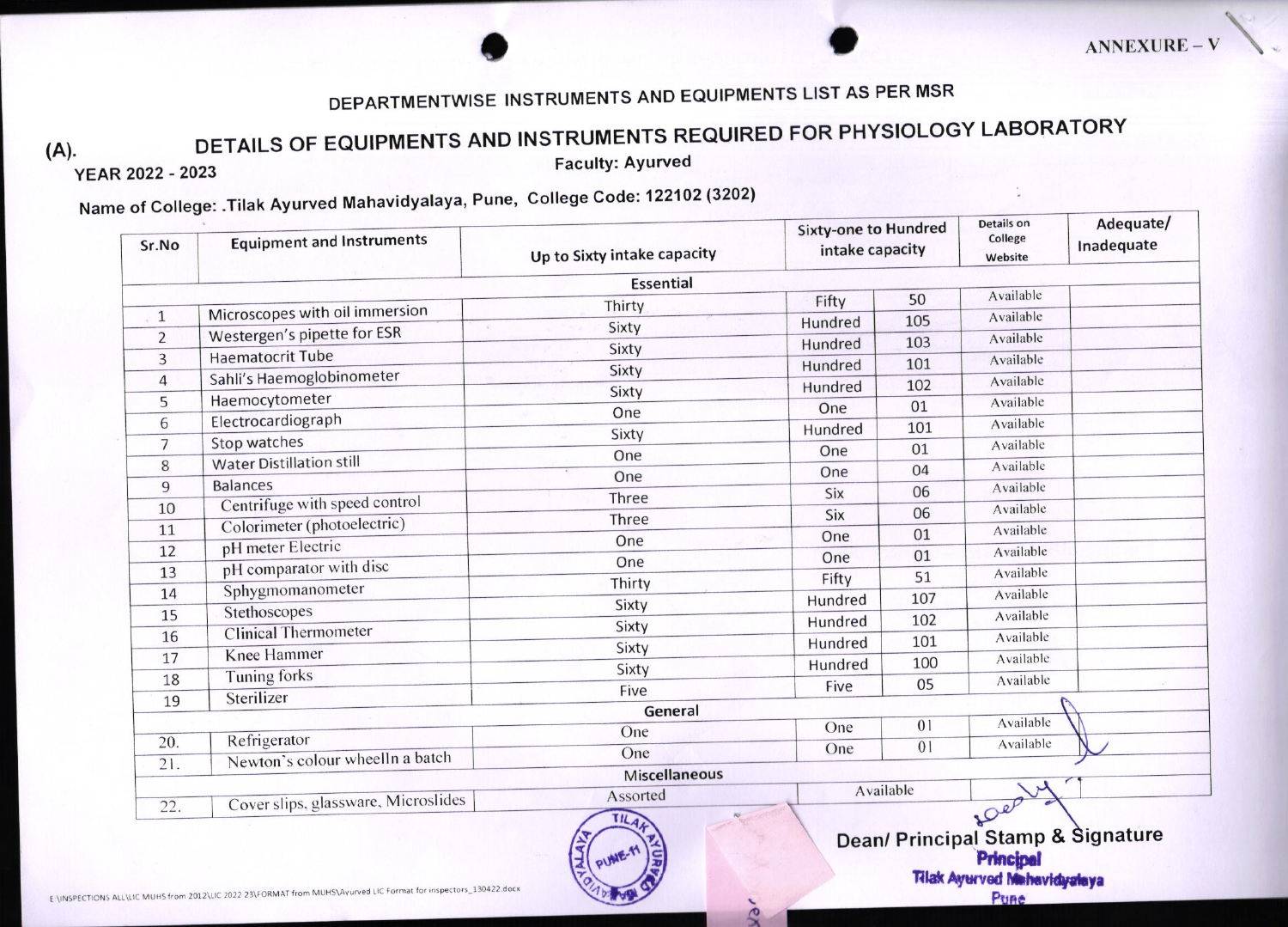ANNEXURE – V

## DEPARTMENTWISE INSTRUMENTS AND EQUIPMENTS LIST AS PER MSR

## (A). DETAILS OF EQUIPMENTS AND INSTRUMENTS REQUIRED FOR PHYSIOLOGY LABORATORY

**YEAR 2022 - 2023** **Faculty: Ayurved**

**Name of College: .Tilak Ayurved Mahavidyalaya, Pune, College Code: 122102 (3202)**

| Sr.No | Equipment and Instruments | Up to Sixty intake capacity | Sixty-one to Hundred intake capacity | | Details on College Website | Adequate/ Inadequate |
|---|---|---|---|---|---|---|
| | | **Essential** | | | | |
| 1 | Microscopes with oil immersion | Thirty | Fifty | 50 | Available | |
| 2 | Westergen's pipette for ESR | Sixty | Hundred | 105 | Available | |
| 3 | Haematocrit Tube | Sixty | Hundred | 103 | Available | |
| 4 | Sahli's Haemoglobinometer | Sixty | Hundred | 101 | Available | |
| 5 | Haemocytometer | Sixty | Hundred | 102 | Available | |
| 6 | Electrocardiograph | One | One | 01 | Available | |
| 7 | Stop watches | Sixty | Hundred | 101 | Available | |
| 8 | Water Distillation still | One | One | 01 | Available | |
| 9 | Balances | One | One | 04 | Available | |
| 10 | Centrifuge with speed control | Three | Six | 06 | Available | |
| 11 | Colorimeter (photoelectric) | Three | Six | 06 | Available | |
| 12 | pH meter Electric | One | One | 01 | Available | |
| 13 | pH comparator with disc | One | One | 01 | Available | |
| 14 | Sphygmomanometer | Thirty | Fifty | 51 | Available | |
| 15 | Stethoscopes | Sixty | Hundred | 107 | Available | |
| 16 | Clinical Thermometer | Sixty | Hundred | 102 | Available | |
| 17 | Knee Hammer | Sixty | Hundred | 101 | Available | |
| 18 | Tuning forks | Sixty | Hundred | 100 | Available | |
| 19 | Sterilizer | Five | Five | 05 | Available | |
| | | **General** | | | | |
| 20. | Refrigerator | One | One | 01 | Available | |
| 21. | Newton's colour wheelIn a batch | One | One | 01 | Available | |
| | | **Miscellaneous** | | | | |
| 22. | Cover slips, glassware, Microslides | Assorted | Available | | | |

Dean/ Principal Stamp & Signature

Principal
Tilak Ayurved Mahavidyalaya
Pune

E:\INSPECTIONS ALL\LIC MUHS from 2012\LIC 2022 23\FORMAT from MUHS\Ayurved LIC Format for inspectors_130422.docx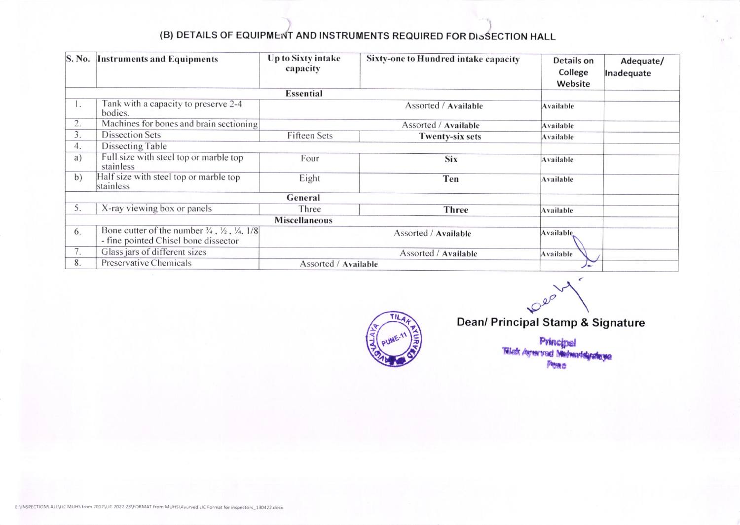# (B) DETAILS OF EQUIPMENT AND INSTRUMENTS REQUIRED FOR DISSECTION HALL

| S. No. | Instruments and Equipments | Up to Sixty intake capacity | Sixty-one to Hundred intake capacity | Details on College Website | Adequate/ Inadequate |
|---|---|---|---|---|---|
| | | **Essential** | | | |
| 1. | Tank with a capacity to preserve 2-4 bodies. | | Assorted / **Available** | **Available** | |
| 2. | Machines for bones and brain sectioning | | Assorted / **Available** | **Available** | |
| 3. | Dissection Sets | Fifteen Sets | **Twenty-six sets** | **Available** | |
| 4. | Dissecting Table | | | | |
| a) | Full size with steel top or marble top stainless | Four | **Six** | **Available** | |
| b) | Half size with steel top or marble top stainless | Eight | **Ten** | **Available** | |
| | | **General** | | | |
| 5. | X-ray viewing box or panels | Three | **Three** | **Available** | |
| | | **Miscellaneous** | | | |
| 6. | Bone cutter of the number ¾ , ½ , ¼, 1/8 - fine pointed Chisel bone dissector | | Assorted / **Available** | **Available** | |
| 7. | Glass jars of different sizes | | Assorted / **Available** | **Available** | |
| 8. | Preservative Chemicals | Assorted / **Available** | | | |

TILAK AYURVED VIDYALAYA PUNE-11

**Dean/ Principal Stamp & Signature**

Principal
Tilak Ayurved Mahavidyalaya
Pune

E:\INSPECTIONS ALL\LIC MUHS from 2012\LIC 2022 23\FORMAT from MUHS\Ayurved LIC Format for inspectors_130422.docx